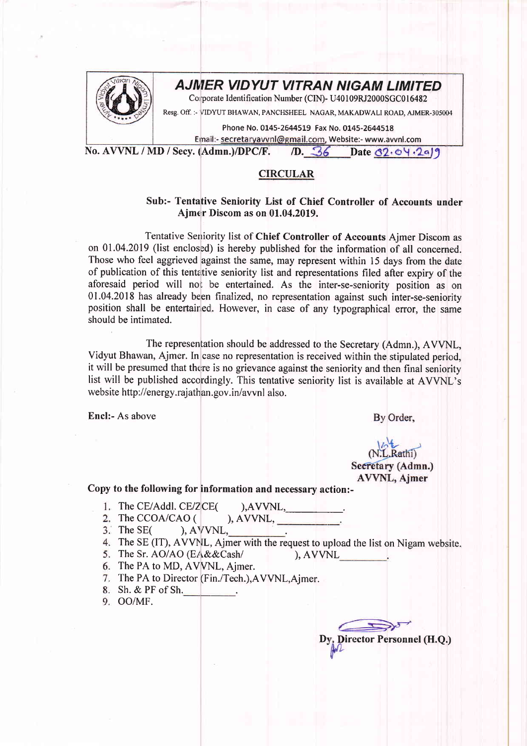# AJMER VIDYUT VITRAN NIGAM LIMITED

Corporate Identification Number (CIN)- U40109RJ2000SGC016482

Resg. Off. :- VIDYUT BHAWAN, PANCHSHEEL NAGAR, MAKADWALI ROAD, AJMER-305004

Phone No. 0145-2644519 Fax No. 0145-2644518

Email:- secretaryavvnl@gmail.com, Website:- www.avvnl.com

**No. AVVNL / MD / Secy. (Admn.)/DPC/F. /D. 36 Date 02.04.2019**

## CIRCULAR

**Sub:- Tentative Seniority List of Chief Controller of Accounts under Ajmer Discom as on 01.04.2019.**

Tentative Seniority list of **Chief Controller of Accounts** Ajmer Discom as on 01.04.2019 (list enclosed) is hereby published for the information of all concerned. Those who feel aggrieved against the same, may represent within 15 days from the date of publication of this tentative seniority list and representations filed after expiry of the aforesaid period will not be entertained. As the inter-se-seniority position as on 01.04.2018 has already been finalized, no representation against such inter-se-seniority position shall be entertained. However, in case of any typographical error, the same should be intimated.

The representation should be addressed to the Secretary (Admn.), AVVNL, Vidyut Bhawan, Ajmer. In case no representation is received within the stipulated period, it will be presumed that there is no grievance against the seniority and then final seniority list will be published accordingly. This tentative seniority list is available at AVVNL's website http://energy.rajathan.gov.in/avvnl also.

Encl:- As above

By Order,

(N.L.Rathi)
**Secretary (Admn.)**
**AVVNL, Ajmer**

**Copy to the following for information and necessary action:-**

1. The CE/Addl. CE/ZCE( ),AVVNL,\_\_\_\_\_\_\_\_.
2. The CCOA/CAO ( ), AVVNL, \_\_\_\_\_\_\_\_.
3. The SE( ), AVVNL,\_\_\_\_\_\_\_\_.
4. The SE (IT), AVVNL, Ajmer with the request to upload the list on Nigam website.
5. The Sr. AO/AO (EA&&Cash/ ), AVVNL\_\_\_\_\_\_\_\_.
6. The PA to MD, AVVNL, Ajmer.
7. The PA to Director (Fin./Tech.),AVVNL,Ajmer.
8. Sh. & PF of Sh.\_\_\_\_\_\_\_\_.
9. OO/MF.

**Dy. Director Personnel (H.Q.)**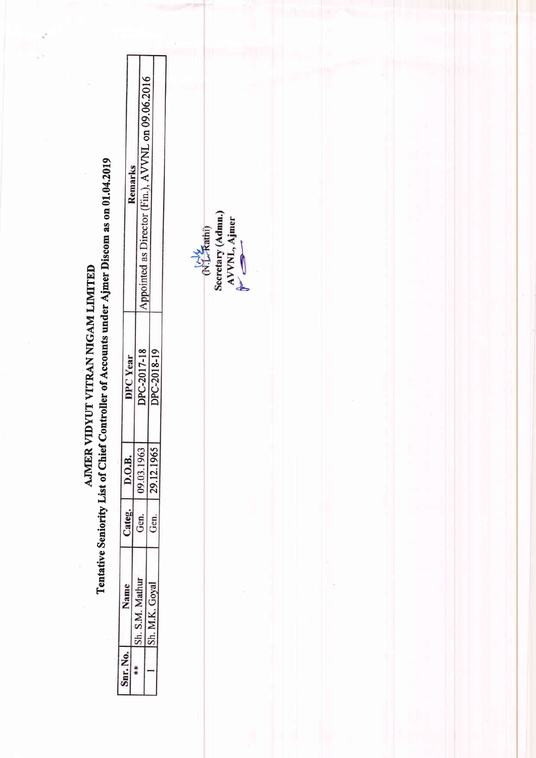# AJMER VIDYUT VITRAN NIGAM LIMITED

## Tentative Seniority List of Chief Controller of Accounts under Ajmer Discom as on 01.04.2019

| Snr. No. | Name | Categ. | D.O.B. | DPC Year | Remarks |
|---|---|---|---|---|---|
| ** | Sh. S.M. Mathur | Gen. | 09.03.1963 | DPC-2017-18 | Appointed as Director (Fin.), AVVNL on 09.06.2016 |
| 1 | Sh. M.K. Goyal | Gen. | 29.12.1965 | DPC-2018-19 | |

(N.L. Kathi)
Secretary (Admn.)
AVVNL, Ajmer